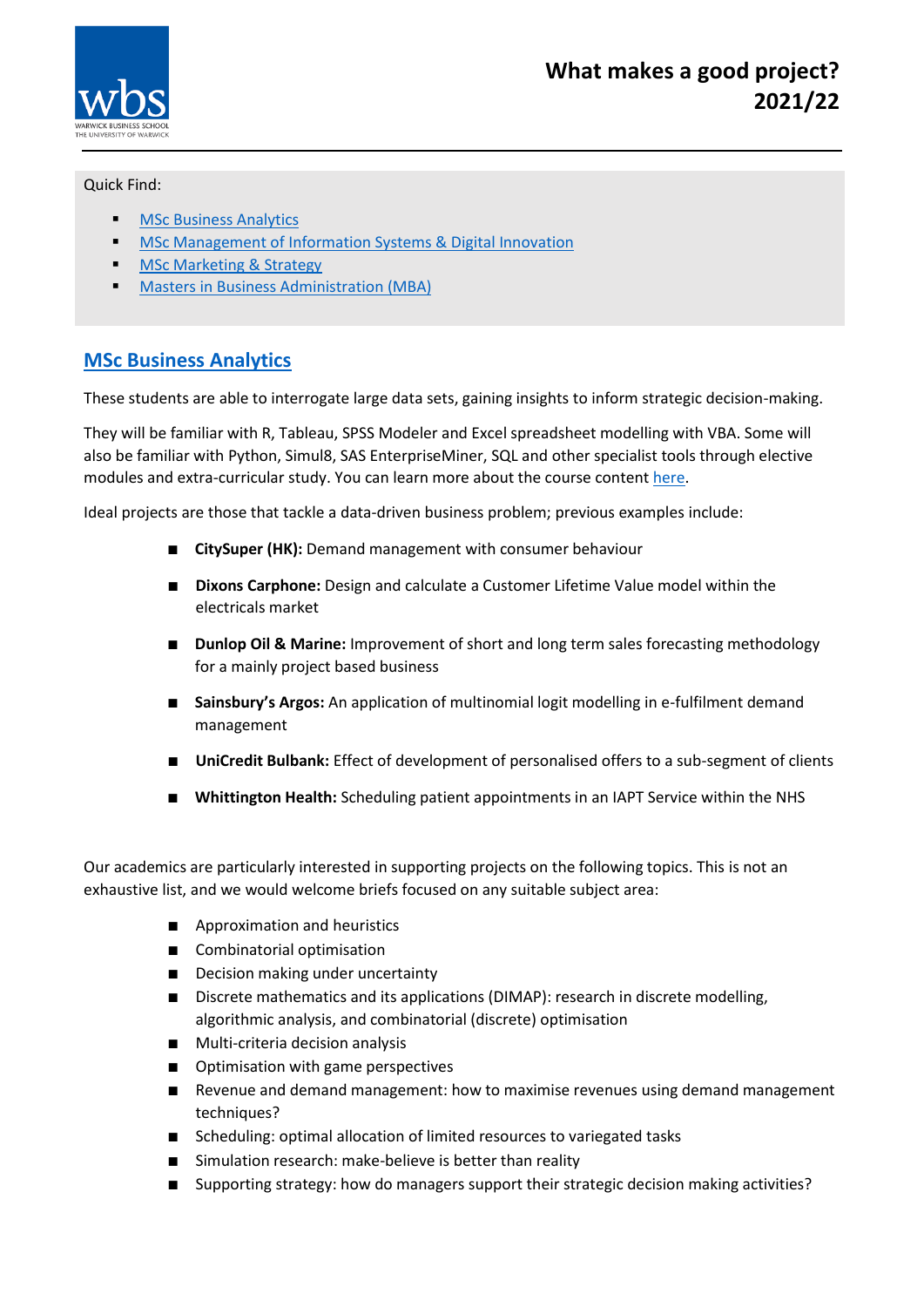# What makes a good project? 2021/22

Quick Find:

- MSc Business Analytics
- MSc Management of Information Systems & Digital Innovation
- MSc Marketing & Strategy
- Masters in Business Administration (MBA)

## MSc Business Analytics

These students are able to interrogate large data sets, gaining insights to inform strategic decision-making.

They will be familiar with R, Tableau, SPSS Modeler and Excel spreadsheet modelling with VBA. Some will also be familiar with Python, Simul8, SAS EnterpriseMiner, SQL and other specialist tools through elective modules and extra-curricular study. You can learn more about the course content here.

Ideal projects are those that tackle a data-driven business problem; previous examples include:

- **CitySuper (HK):** Demand management with consumer behaviour
- **Dixons Carphone:** Design and calculate a Customer Lifetime Value model within the electricals market
- **Dunlop Oil & Marine:** Improvement of short and long term sales forecasting methodology for a mainly project based business
- **Sainsbury's Argos:** An application of multinomial logit modelling in e-fulfilment demand management
- **UniCredit Bulbank:** Effect of development of personalised offers to a sub-segment of clients
- **Whittington Health:** Scheduling patient appointments in an IAPT Service within the NHS

Our academics are particularly interested in supporting projects on the following topics. This is not an exhaustive list, and we would welcome briefs focused on any suitable subject area:

- Approximation and heuristics
- Combinatorial optimisation
- Decision making under uncertainty
- Discrete mathematics and its applications (DIMAP): research in discrete modelling, algorithmic analysis, and combinatorial (discrete) optimisation
- Multi-criteria decision analysis
- Optimisation with game perspectives
- Revenue and demand management: how to maximise revenues using demand management techniques?
- Scheduling: optimal allocation of limited resources to variegated tasks
- Simulation research: make-believe is better than reality
- Supporting strategy: how do managers support their strategic decision making activities?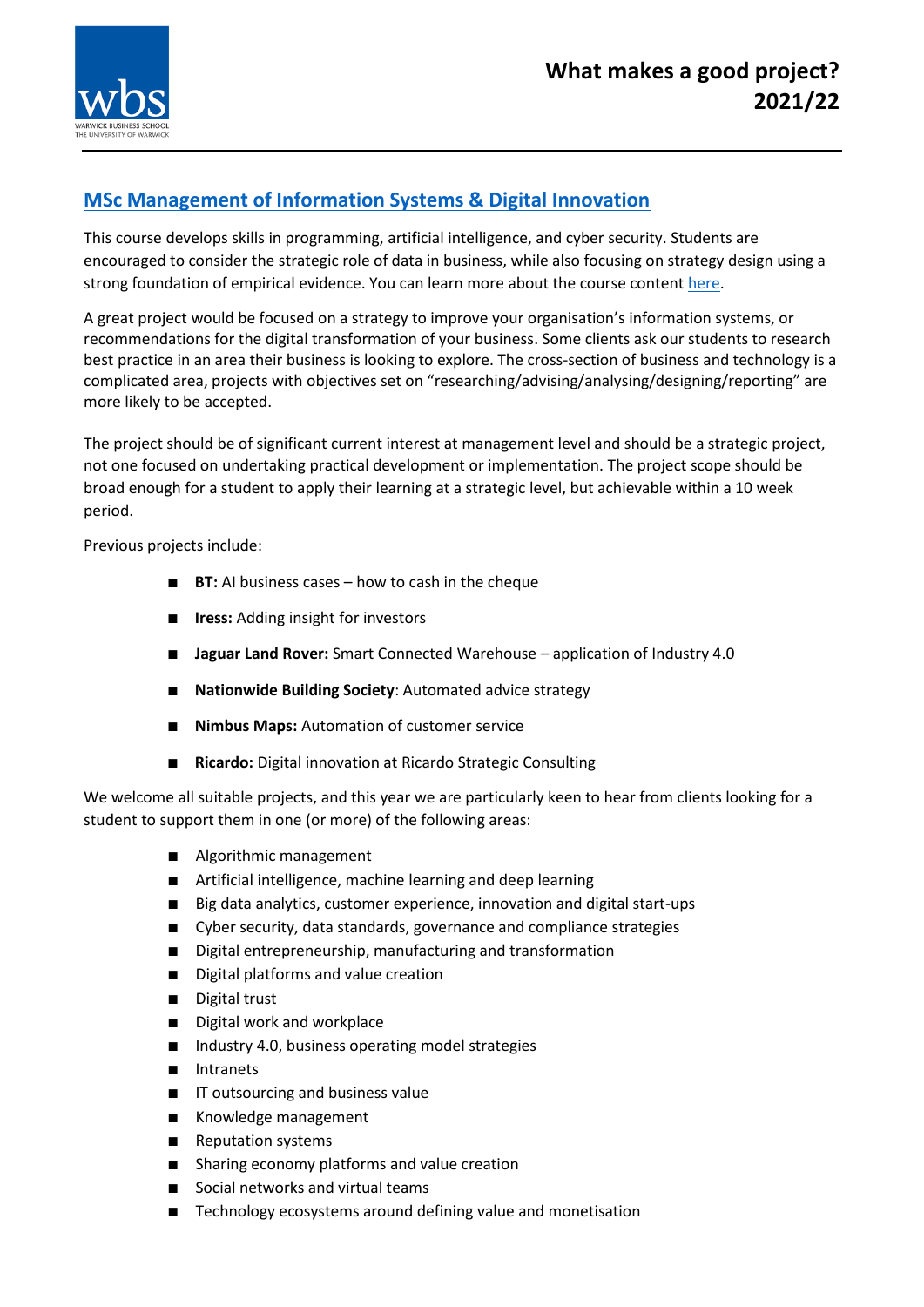# What makes a good project? 2021/22

## MSc Management of Information Systems & Digital Innovation

This course develops skills in programming, artificial intelligence, and cyber security. Students are encouraged to consider the strategic role of data in business, while also focusing on strategy design using a strong foundation of empirical evidence. You can learn more about the course content here.

A great project would be focused on a strategy to improve your organisation's information systems, or recommendations for the digital transformation of your business. Some clients ask our students to research best practice in an area their business is looking to explore. The cross-section of business and technology is a complicated area, projects with objectives set on "researching/advising/analysing/designing/reporting" are more likely to be accepted.

The project should be of significant current interest at management level and should be a strategic project, not one focused on undertaking practical development or implementation. The project scope should be broad enough for a student to apply their learning at a strategic level, but achievable within a 10 week period.

Previous projects include:

- **BT:** AI business cases – how to cash in the cheque
- **Iress:** Adding insight for investors
- **Jaguar Land Rover:** Smart Connected Warehouse – application of Industry 4.0
- **Nationwide Building Society**: Automated advice strategy
- **Nimbus Maps:** Automation of customer service
- **Ricardo:** Digital innovation at Ricardo Strategic Consulting

We welcome all suitable projects, and this year we are particularly keen to hear from clients looking for a student to support them in one (or more) of the following areas:

- Algorithmic management
- Artificial intelligence, machine learning and deep learning
- Big data analytics, customer experience, innovation and digital start-ups
- Cyber security, data standards, governance and compliance strategies
- Digital entrepreneurship, manufacturing and transformation
- Digital platforms and value creation
- Digital trust
- Digital work and workplace
- Industry 4.0, business operating model strategies
- Intranets
- IT outsourcing and business value
- Knowledge management
- Reputation systems
- Sharing economy platforms and value creation
- Social networks and virtual teams
- Technology ecosystems around defining value and monetisation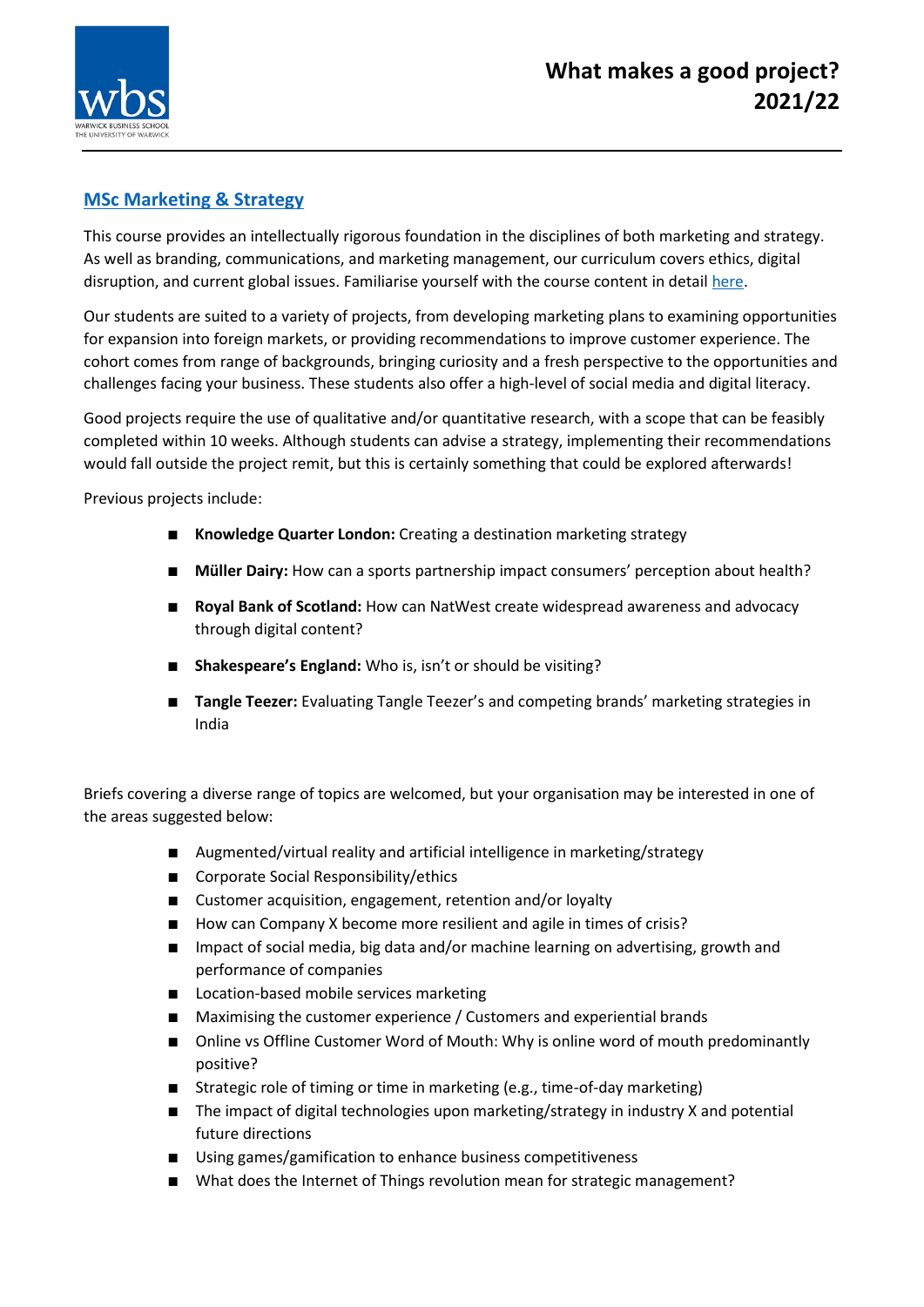## MSc Marketing & Strategy

This course provides an intellectually rigorous foundation in the disciplines of both marketing and strategy. As well as branding, communications, and marketing management, our curriculum covers ethics, digital disruption, and current global issues. Familiarise yourself with the course content in detail here.

Our students are suited to a variety of projects, from developing marketing plans to examining opportunities for expansion into foreign markets, or providing recommendations to improve customer experience. The cohort comes from range of backgrounds, bringing curiosity and a fresh perspective to the opportunities and challenges facing your business. These students also offer a high-level of social media and digital literacy.

Good projects require the use of qualitative and/or quantitative research, with a scope that can be feasibly completed within 10 weeks. Although students can advise a strategy, implementing their recommendations would fall outside the project remit, but this is certainly something that could be explored afterwards!

Previous projects include:

- **Knowledge Quarter London:** Creating a destination marketing strategy
- **Müller Dairy:** How can a sports partnership impact consumers' perception about health?
- **Royal Bank of Scotland:** How can NatWest create widespread awareness and advocacy through digital content?
- **Shakespeare's England:** Who is, isn't or should be visiting?
- **Tangle Teezer:** Evaluating Tangle Teezer's and competing brands' marketing strategies in India

Briefs covering a diverse range of topics are welcomed, but your organisation may be interested in one of the areas suggested below:

- Augmented/virtual reality and artificial intelligence in marketing/strategy
- Corporate Social Responsibility/ethics
- Customer acquisition, engagement, retention and/or loyalty
- How can Company X become more resilient and agile in times of crisis?
- Impact of social media, big data and/or machine learning on advertising, growth and performance of companies
- Location-based mobile services marketing
- Maximising the customer experience / Customers and experiential brands
- Online vs Offline Customer Word of Mouth: Why is online word of mouth predominantly positive?
- Strategic role of timing or time in marketing (e.g., time-of-day marketing)
- The impact of digital technologies upon marketing/strategy in industry X and potential future directions
- Using games/gamification to enhance business competitiveness
- What does the Internet of Things revolution mean for strategic management?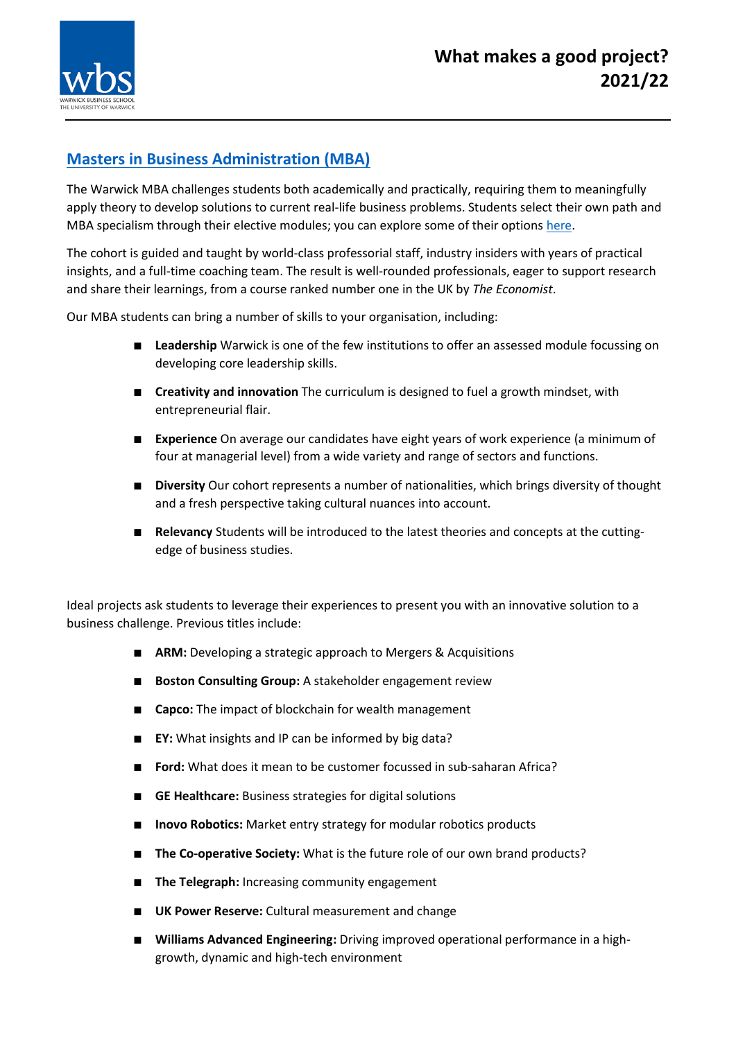## [Masters in Business Administration (MBA)]

The Warwick MBA challenges students both academically and practically, requiring them to meaningfully apply theory to develop solutions to current real-life business problems. Students select their own path and MBA specialism through their elective modules; you can explore some of their options here.

The cohort is guided and taught by world-class professorial staff, industry insiders with years of practical insights, and a full-time coaching team. The result is well-rounded professionals, eager to support research and share their learnings, from a course ranked number one in the UK by *The Economist*.

Our MBA students can bring a number of skills to your organisation, including:

- **Leadership** Warwick is one of the few institutions to offer an assessed module focussing on developing core leadership skills.
- **Creativity and innovation** The curriculum is designed to fuel a growth mindset, with entrepreneurial flair.
- **Experience** On average our candidates have eight years of work experience (a minimum of four at managerial level) from a wide variety and range of sectors and functions.
- **Diversity** Our cohort represents a number of nationalities, which brings diversity of thought and a fresh perspective taking cultural nuances into account.
- **Relevancy** Students will be introduced to the latest theories and concepts at the cutting-edge of business studies.

Ideal projects ask students to leverage their experiences to present you with an innovative solution to a business challenge. Previous titles include:

- **ARM:** Developing a strategic approach to Mergers & Acquisitions
- **Boston Consulting Group:** A stakeholder engagement review
- **Capco:** The impact of blockchain for wealth management
- **EY:** What insights and IP can be informed by big data?
- **Ford:** What does it mean to be customer focussed in sub-saharan Africa?
- **GE Healthcare:** Business strategies for digital solutions
- **Inovo Robotics:** Market entry strategy for modular robotics products
- **The Co-operative Society:** What is the future role of our own brand products?
- **The Telegraph:** Increasing community engagement
- **UK Power Reserve:** Cultural measurement and change
- **Williams Advanced Engineering:** Driving improved operational performance in a high-growth, dynamic and high-tech environment